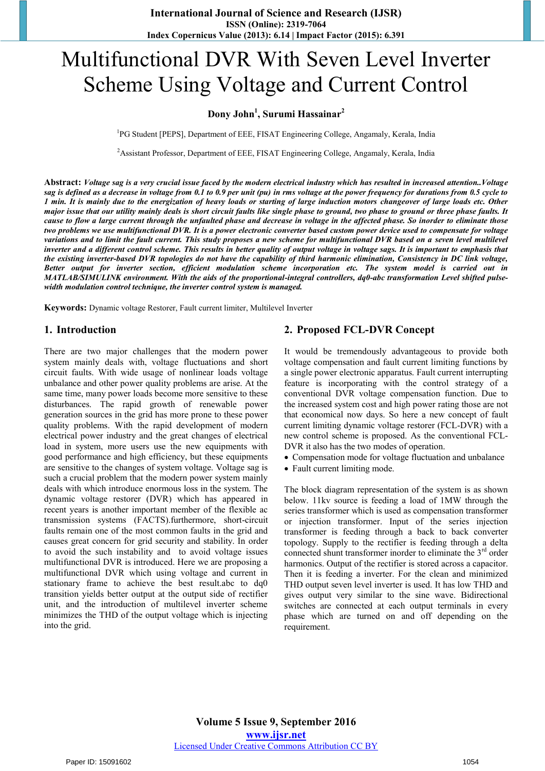# Multifunctional DVR With Seven Level Inverter Scheme Using Voltage and Current Control

**Dony John[1], Surumi Hassainar[2]**

[1]PG Student [PEPS], Department of EEE, FISAT Engineering College, Angamaly, Kerala, India

[2]Assistant Professor, Department of EEE, FISAT Engineering College, Angamaly, Kerala, India

**Abstract:** ***Voltage sag is a very crucial issue faced by the modern electrical industry which has resulted in increased attention..Voltage sag is defined as a decrease in voltage from 0.1 to 0.9 per unit (pu) in rms voltage at the power frequency for durations from 0.5 cycle to 1 min. It is mainly due to the energization of heavy loads or starting of large induction motors changeover of large loads etc. Other major issue that our utility mainly deals is short circuit faults like single phase to ground, two phase to ground or three phase faults. It cause to flow a large current through the unfaulted phase and decrease in voltage in the affected phase. So inorder to eliminate those two problems we use multifunctional DVR. It is a power electronic converter based custom power device used to compensate for voltage variations and to limit the fault current. This study proposes a new scheme for multifunctional DVR based on a seven level multilevel inverter and a different control scheme. This results in better quality of output voltage in voltage sags. It is important to emphasis that the existing inverter-based DVR topologies do not have the capability of third harmonic elimination, Consistency in DC link voltage, Better output for inverter section, efficient modulation scheme incorporation etc. The system model is carried out in MATLAB/SIMULINK environment. With the aids of the proportional-integral controllers, dq0-abc transformation Level shifted pulse-width modulation control technique, the inverter control system is managed.***

**Keywords:** Dynamic voltage Restorer, Fault current limiter, Multilevel Inverter

## 1. Introduction

There are two major challenges that the modern power system mainly deals with, voltage fluctuations and short circuit faults. With wide usage of nonlinear loads voltage unbalance and other power quality problems are arise. At the same time, many power loads become more sensitive to these disturbances. The rapid growth of renewable power generation sources in the grid has more prone to these power quality problems. With the rapid development of modern electrical power industry and the great changes of electrical load in system, more users use the new equipments with good performance and high efficiency, but these equipments are sensitive to the changes of system voltage. Voltage sag is such a crucial problem that the modern power system mainly deals with which introduce enormous loss in the system. The dynamic voltage restorer (DVR) which has appeared in recent years is another important member of the flexible ac transmission systems (FACTS).furthermore, short-circuit faults remain one of the most common faults in the grid and causes great concern for grid security and stability. In order to avoid the such instability and to avoid voltage issues multifunctional DVR is introduced. Here we are proposing a multifunctional DVR which using voltage and current in stationary frame to achieve the best result.abc to dq0 transition yields better output at the output side of rectifier unit, and the introduction of multilevel inverter scheme minimizes the THD of the output voltage which is injecting into the grid.

## 2. Proposed FCL-DVR Concept

It would be tremendously advantageous to provide both voltage compensation and fault current limiting functions by a single power electronic apparatus. Fault current interrupting feature is incorporating with the control strategy of a conventional DVR voltage compensation function. Due to the increased system cost and high power rating those are not that economical now days. So here a new concept of fault current limiting dynamic voltage restorer (FCL-DVR) with a new control scheme is proposed. As the conventional FCL-DVR it also has the two modes of operation.

- Compensation mode for voltage fluctuation and unbalance
- Fault current limiting mode.

The block diagram representation of the system is as shown below. 11kv source is feeding a load of 1MW through the series transformer which is used as compensation transformer or injection transformer. Input of the series injection transformer is feeding through a back to back converter topology. Supply to the rectifier is feeding through a delta connected shunt transformer inorder to eliminate the 3[rd] order harmonics. Output of the rectifier is stored across a capacitor. Then it is feeding a inverter. For the clean and minimized THD output seven level inverter is used. It has low THD and gives output very similar to the sine wave. Bidirectional switches are connected at each output terminals in every phase which are turned on and off depending on the requirement.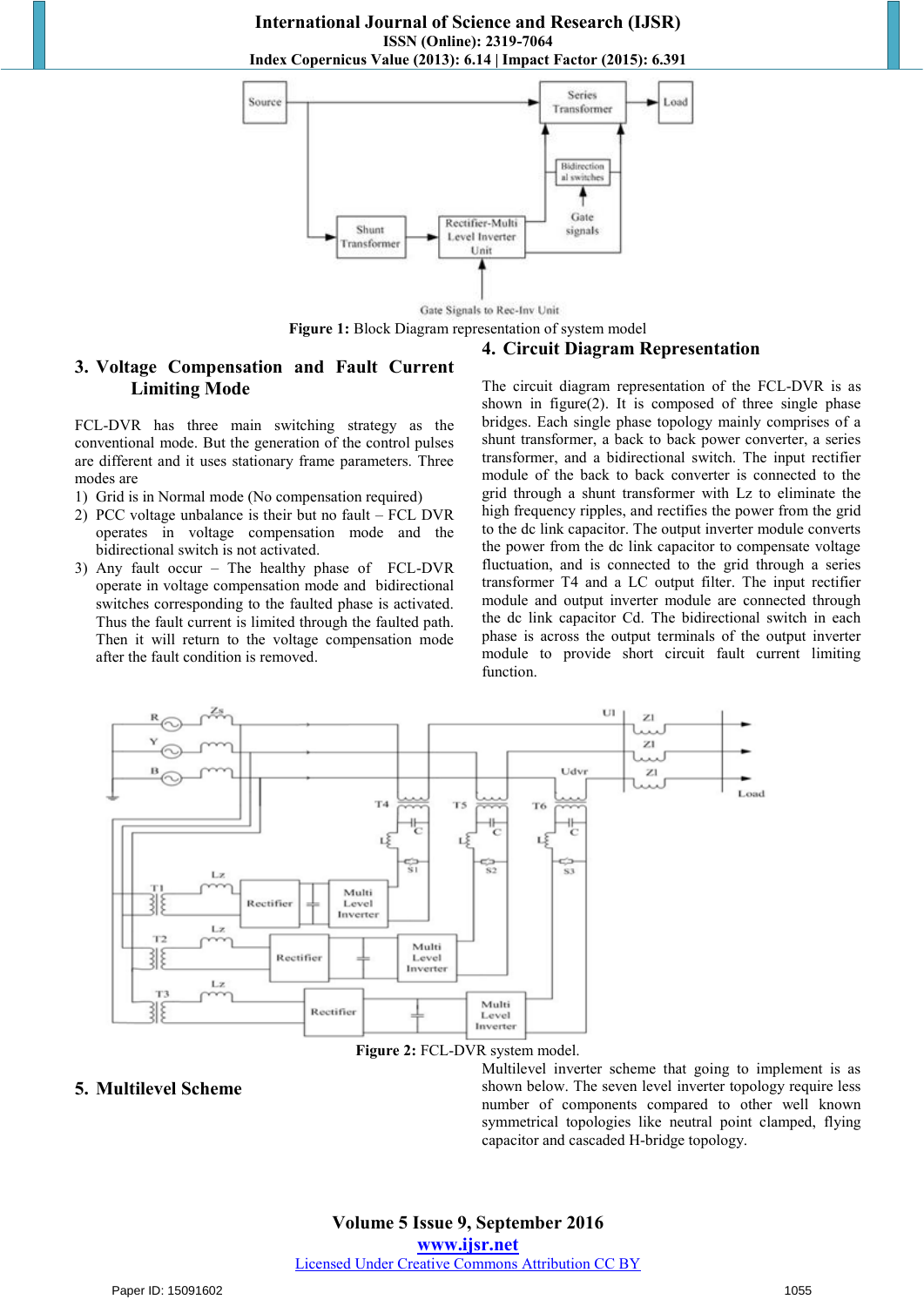Figure 1: Block Diagram representation of system model

## 3. Voltage Compensation and Fault Current Limiting Mode

FCL-DVR has three main switching strategy as the conventional mode. But the generation of the control pulses are different and it uses stationary frame parameters. Three modes are

1) Grid is in Normal mode (No compensation required)
2) PCC voltage unbalance is their but no fault – FCL DVR operates in voltage compensation mode and the bidirectional switch is not activated.
3) Any fault occur – The healthy phase of FCL-DVR operate in voltage compensation mode and bidirectional switches corresponding to the faulted phase is activated. Thus the fault current is limited through the faulted path. Then it will return to the voltage compensation mode after the fault condition is removed.

## 4. Circuit Diagram Representation

The circuit diagram representation of the FCL-DVR is as shown in figure(2). It is composed of three single phase bridges. Each single phase topology mainly comprises of a shunt transformer, a back to back power converter, a series transformer, and a bidirectional switch. The input rectifier module of the back to back converter is connected to the grid through a shunt transformer with Lz to eliminate the high frequency ripples, and rectifies the power from the grid to the dc link capacitor. The output inverter module converts the power from the dc link capacitor to compensate voltage fluctuation, and is connected to the grid through a series transformer T4 and a LC output filter. The input rectifier module and output inverter module are connected through the dc link capacitor Cd. The bidirectional switch in each phase is across the output terminals of the output inverter module to provide short circuit fault current limiting function.

Figure 2: FCL-DVR system model.

## 5. Multilevel Scheme

Multilevel inverter scheme that going to implement is as shown below. The seven level inverter topology require less number of components compared to other well known symmetrical topologies like neutral point clamped, flying capacitor and cascaded H-bridge topology.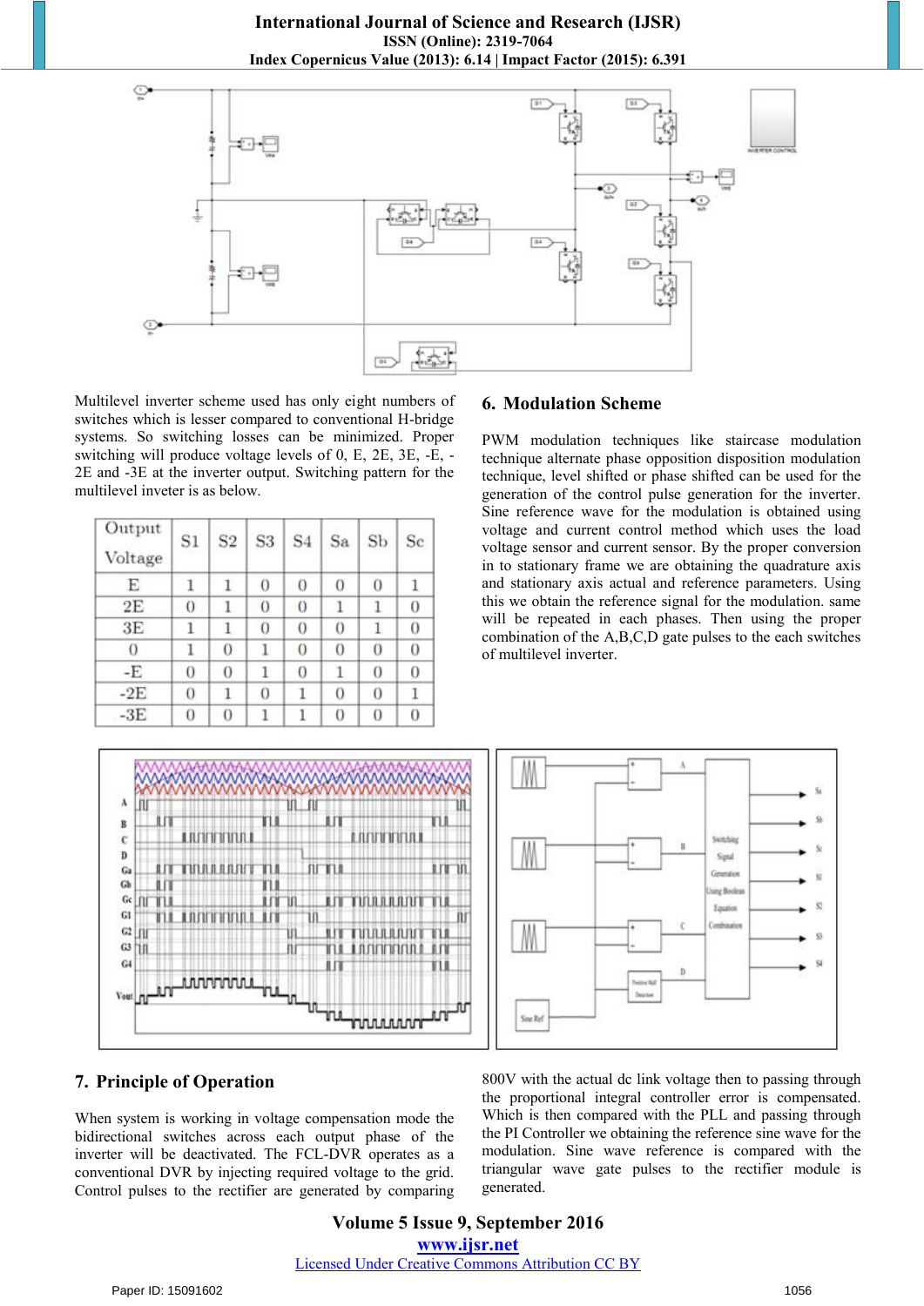Multilevel inverter scheme used has only eight numbers of switches which is lesser compared to conventional H-bridge systems. So switching losses can be minimized. Proper switching will produce voltage levels of 0, E, 2E, 3E, -E, -2E and -3E at the inverter output. Switching pattern for the multilevel inveter is as below.

| Output Voltage | S1 | S2 | S3 | S4 | Sa | Sb | Sc |
|---|---|---|---|---|---|---|---|
| E | 1 | 1 | 0 | 0 | 0 | 0 | 1 |
| 2E | 0 | 1 | 0 | 0 | 1 | 1 | 0 |
| 3E | 1 | 1 | 0 | 0 | 0 | 1 | 0 |
| 0 | 1 | 0 | 1 | 0 | 0 | 0 | 0 |
| -E | 0 | 0 | 1 | 0 | 1 | 0 | 0 |
| -2E | 0 | 1 | 0 | 1 | 0 | 0 | 1 |
| -3E | 0 | 0 | 1 | 1 | 0 | 0 | 0 |

## 6. Modulation Scheme

PWM modulation techniques like staircase modulation technique alternate phase opposition disposition modulation technique, level shifted or phase shifted can be used for the generation of the control pulse generation for the inverter. Sine reference wave for the modulation is obtained using voltage and current control method which uses the load voltage sensor and current sensor. By the proper conversion in to stationary frame we are obtaining the quadrature axis and stationary axis actual and reference parameters. Using this we obtain the reference signal for the modulation. same will be repeated in each phases. Then using the proper combination of the A,B,C,D gate pulses to the each switches of multilevel inverter.

## 7. Principle of Operation

When system is working in voltage compensation mode the bidirectional switches across each output phase of the inverter will be deactivated. The FCL-DVR operates as a conventional DVR by injecting required voltage to the grid. Control pulses to the rectifier are generated by comparing 800V with the actual dc link voltage then to passing through the proportional integral controller error is compensated. Which is then compared with the PLL and passing through the PI Controller we obtaining the reference sine wave for the modulation. Sine wave reference is compared with the triangular wave gate pulses to the rectifier module is generated.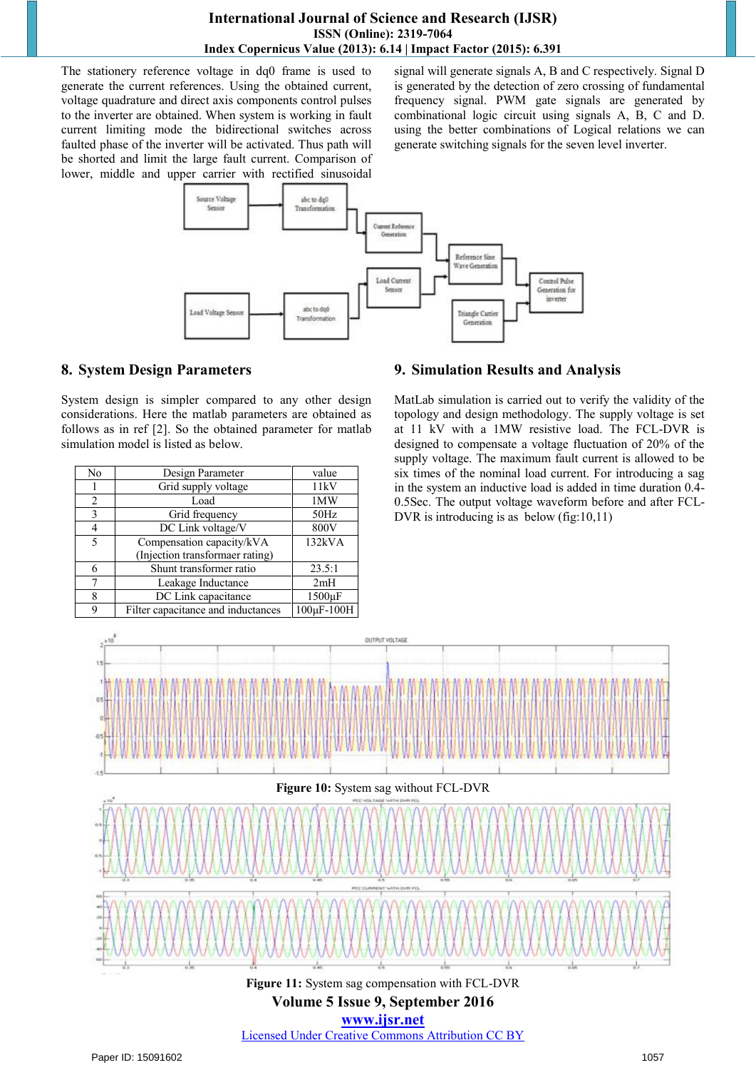The stationery reference voltage in dq0 frame is used to generate the current references. Using the obtained current, voltage quadrature and direct axis components control pulses to the inverter are obtained. When system is working in fault current limiting mode the bidirectional switches across faulted phase of the inverter will be activated. Thus path will be shorted and limit the large fault current. Comparison of lower, middle and upper carrier with rectified sinusoidal signal will generate signals A, B and C respectively. Signal D is generated by the detection of zero crossing of fundamental frequency signal. PWM gate signals are generated by combinational logic circuit using signals A, B, C and D. using the better combinations of Logical relations we can generate switching signals for the seven level inverter.

## 8. System Design Parameters

System design is simpler compared to any other design considerations. Here the matlab parameters are obtained as follows as in ref [2]. So the obtained parameter for matlab simulation model is listed as below.

| No | Design Parameter | value |
|---|---|---|
| 1 | Grid supply voltage | 11kV |
| 2 | Load | 1MW |
| 3 | Grid frequency | 50Hz |
| 4 | DC Link voltage/V | 800V |
| 5 | Compensation capacity/kVA (Injection transformaer rating) | 132kVA |
| 6 | Shunt transformer ratio | 23.5:1 |
| 7 | Leakage Inductance | 2mH |
| 8 | DC Link capacitance | 1500µF |
| 9 | Filter capacitance and inductances | 100µF-100H |

## 9. Simulation Results and Analysis

MatLab simulation is carried out to verify the validity of the topology and design methodology. The supply voltage is set at 11 kV with a 1MW resistive load. The FCL-DVR is designed to compensate a voltage fluctuation of 20% of the supply voltage. The maximum fault current is allowed to be six times of the nominal load current. For introducing a sag in the system an inductive load is added in time duration 0.4-0.5Sec. The output voltage waveform before and after FCL-DVR is introducing is as below (fig:10,11)

**Figure 10:** System sag without FCL-DVR

**Figure 11:** System sag compensation with FCL-DVR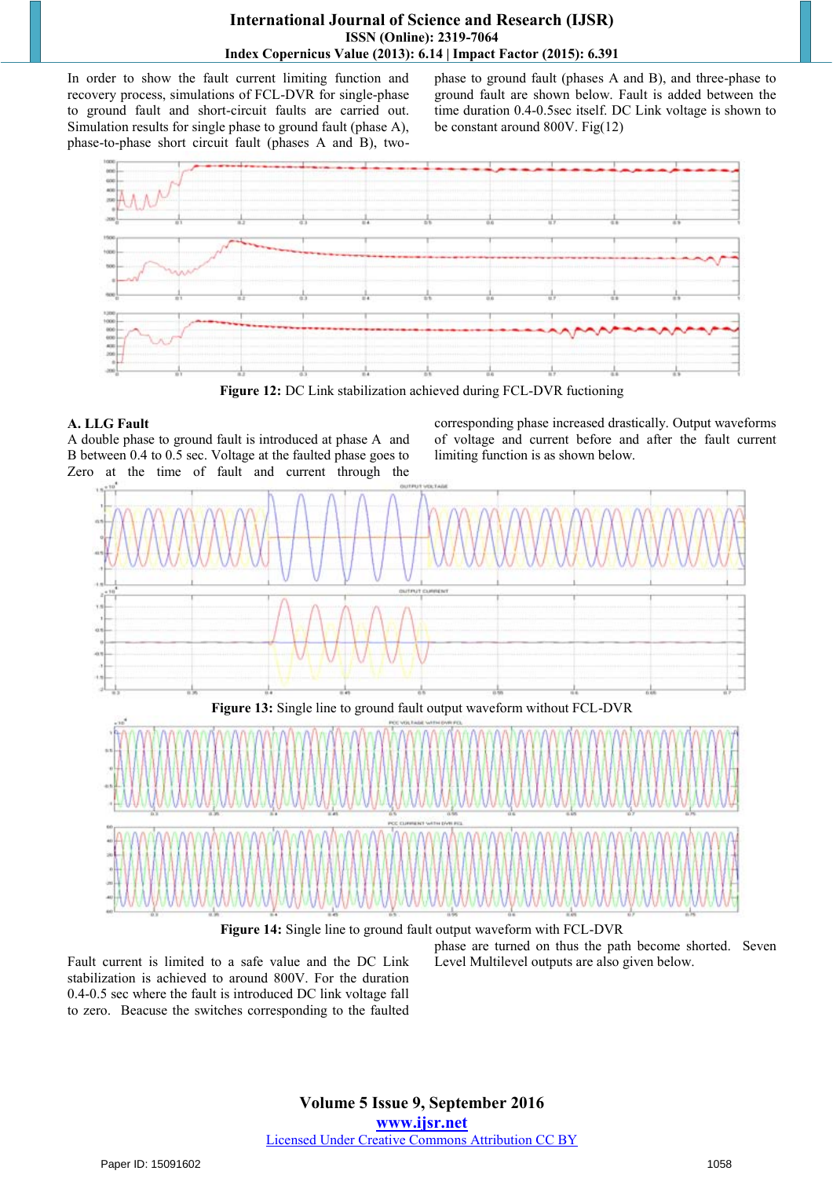In order to show the fault current limiting function and recovery process, simulations of FCL-DVR for single-phase to ground fault and short-circuit faults are carried out. Simulation results for single phase to ground fault (phase A), phase-to-phase short circuit fault (phases A and B), two-phase to ground fault (phases A and B), and three-phase to ground fault are shown below. Fault is added between the time duration 0.4-0.5sec itself. DC Link voltage is shown to be constant around 800V. Fig(12)

**Figure 12:** DC Link stabilization achieved during FCL-DVR fuctioning

### A. LLG Fault

A double phase to ground fault is introduced at phase A and B between 0.4 to 0.5 sec. Voltage at the faulted phase goes to Zero at the time of fault and current through the corresponding phase increased drastically. Output waveforms of voltage and current before and after the fault current limiting function is as shown below.

**Figure 13:** Single line to ground fault output waveform without FCL-DVR

**Figure 14:** Single line to ground fault output waveform with FCL-DVR

Fault current is limited to a safe value and the DC Link stabilization is achieved to around 800V. For the duration 0.4-0.5 sec where the fault is introduced DC link voltage fall to zero. Beacuse the switches corresponding to the faulted phase are turned on thus the path become shorted. Seven Level Multilevel outputs are also given below.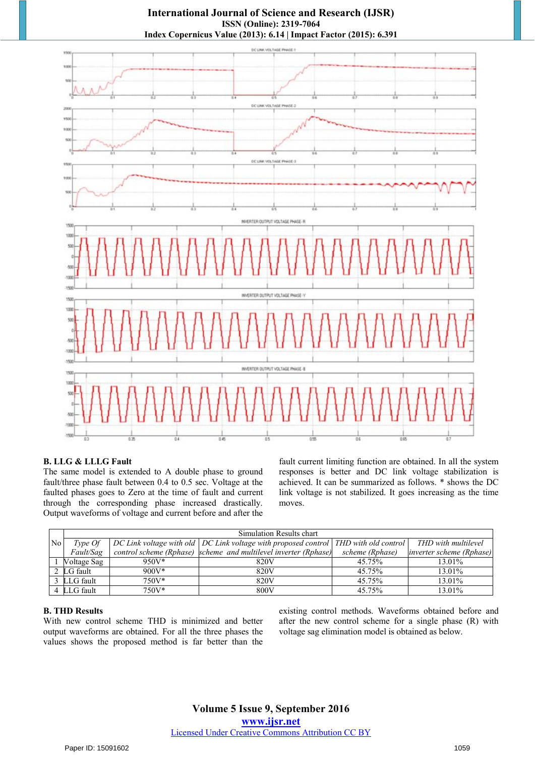**B. LLG & LLLG Fault**

The same model is extended to A double phase to ground fault/three phase fault between 0.4 to 0.5 sec. Voltage at the faulted phases goes to Zero at the time of fault and current through the corresponding phase increased drastically. Output waveforms of voltage and current before and after the fault current limiting function are obtained. In all the system responses is better and DC link voltage stabilization is achieved. It can be summarized as follows. * shows the DC link voltage is not stabilized. It goes increasing as the time moves.

| No | Simulation Results chart | | | | |
|---|---|---|---|---|---|
| | *Type Of Fault/Sag* | *DC Link voltage with old control scheme (Rphase)* | *DC Link voltage with proposed control scheme and multilevel inverter (Rphase)* | *THD with old control scheme (Rphase)* | *THD with multilevel inverter scheme (Rphase)* |
| 1 | Voltage Sag | 950V* | 820V | 45.75% | 13.01% |
| 2 | LG fault | 900V* | 820V | 45.75% | 13.01% |
| 3 | LLG fault | 750V* | 820V | 45.75% | 13.01% |
| 4 | LLG fault | 750V* | 800V | 45.75% | 13.01% |

**B. THD Results**

With new control scheme THD is minimized and better output waveforms are obtained. For all the three phases the values shows the proposed method is far better than the existing control methods. Waveforms obtained before and after the new control scheme for a single phase (R) with voltage sag elimination model is obtained as below.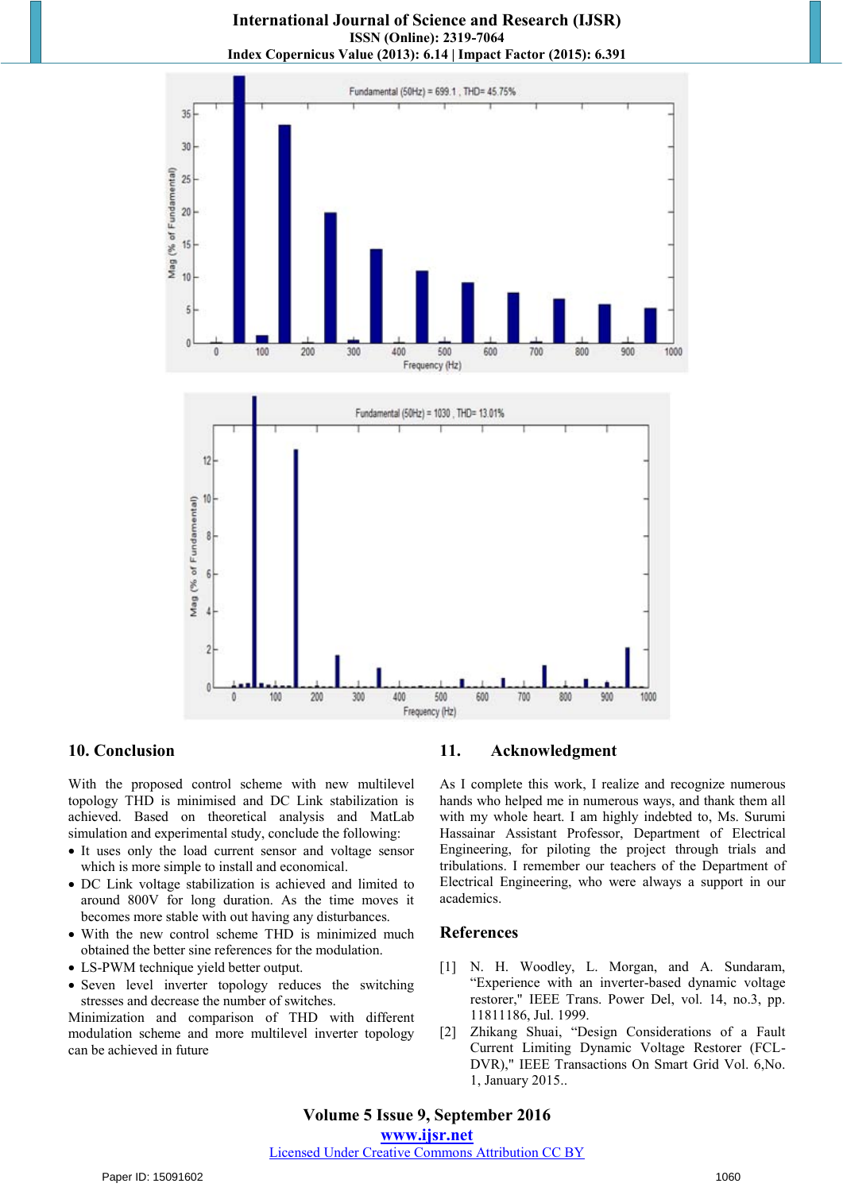## 10. Conclusion

With the proposed control scheme with new multilevel topology THD is minimised and DC Link stabilization is achieved. Based on theoretical analysis and MatLab simulation and experimental study, conclude the following:

- It uses only the load current sensor and voltage sensor which is more simple to install and economical.
- DC Link voltage stabilization is achieved and limited to around 800V for long duration. As the time moves it becomes more stable with out having any disturbances.
- With the new control scheme THD is minimized much obtained the better sine references for the modulation.
- LS-PWM technique yield better output.
- Seven level inverter topology reduces the switching stresses and decrease the number of switches.

Minimization and comparison of THD with different modulation scheme and more multilevel inverter topology can be achieved in future

## 11. Acknowledgment

As I complete this work, I realize and recognize numerous hands who helped me in numerous ways, and thank them all with my whole heart. I am highly indebted to, Ms. Surumi Hassainar Assistant Professor, Department of Electrical Engineering, for piloting the project through trials and tribulations. I remember our teachers of the Department of Electrical Engineering, who were always a support in our academics.

## References

[1] N. H. Woodley, L. Morgan, and A. Sundaram, "Experience with an inverter-based dynamic voltage restorer," IEEE Trans. Power Del, vol. 14, no.3, pp. 11811186, Jul. 1999.

[2] Zhikang Shuai, "Design Considerations of a Fault Current Limiting Dynamic Voltage Restorer (FCL-DVR)," IEEE Transactions On Smart Grid Vol. 6,No. 1, January 2015..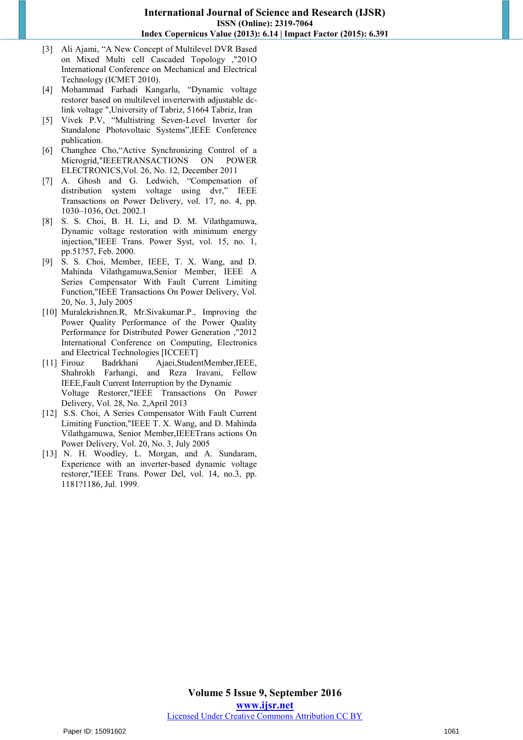[3] Ali Ajami, “A New Concept of Multilevel DVR Based on Mixed Multi cell Cascaded Topology ,"201O International Conference on Mechanical and Electrical Technology (ICMET 2010).

[4] Mohammad Farhadi Kangarlu, “Dynamic voltage restorer based on multilevel inverterwith adjustable dc-link voltage ",University of Tabriz, 51664 Tabriz, Iran

[5] Vivek P.V, “Multistring Seven-Level Inverter for Standalone Photovoltaic Systems”,IEEE Conference publication.

[6] Changhee Cho,“Active Synchronizing Control of a Microgrid,"IEEETRANSACTIONS ON POWER ELECTRONICS,Vol. 26, No. 12, December 2011

[7] A. Ghosh and G. Ledwich, “Compensation of distribution system voltage using dvr,” IEEE Transactions on Power Delivery, vol. 17, no. 4, pp. 1030–1036, Oct. 2002.1

[8] S. S. Choi, B. H. Li, and D. M. Vilathgamuwa, Dynamic voltage restoration with minimum energy injection,"IEEE Trans. Power Syst, vol. 15, no. 1, pp.51?57, Feb. 2000.

[9] S. S. Choi, Member, IEEE, T. X. Wang, and D. Mahinda Vilathgamuwa,Senior Member, IEEE A Series Compensator With Fault Current Limiting Function,"IEEE Transactions On Power Delivery, Vol. 20, No. 3, July 2005

[10] Muralekrishnen.R, Mr.Sivakumar.P., Improving the Power Quality Performance of the Power Quality Performance for Distributed Power Generation ,"2012 International Conference on Computing, Electronics and Electrical Technologies [ICCEET]

[11] Firouz Badrkhani Ajaei,StudentMember,IEEE, Shahrokh Farhangi, and Reza Iravani, Fellow IEEE,Fault Current Interruption by the Dynamic Voltage Restorer,"IEEE Transactions On Power Delivery, Vol. 28, No. 2,April 2013

[12] S.S. Choi, A Series Compensator With Fault Current Limiting Function,"IEEE T. X. Wang, and D. Mahinda Vilathgamuwa, Senior Member,IEEETrans actions On Power Delivery, Vol. 20, No. 3, July 2005

[13] N. H. Woodley, L. Morgan, and A. Sundaram, Experience with an inverter-based dynamic voltage restorer,"IEEE Trans. Power Del, vol. 14, no.3, pp. 1181?1186, Jul. 1999.